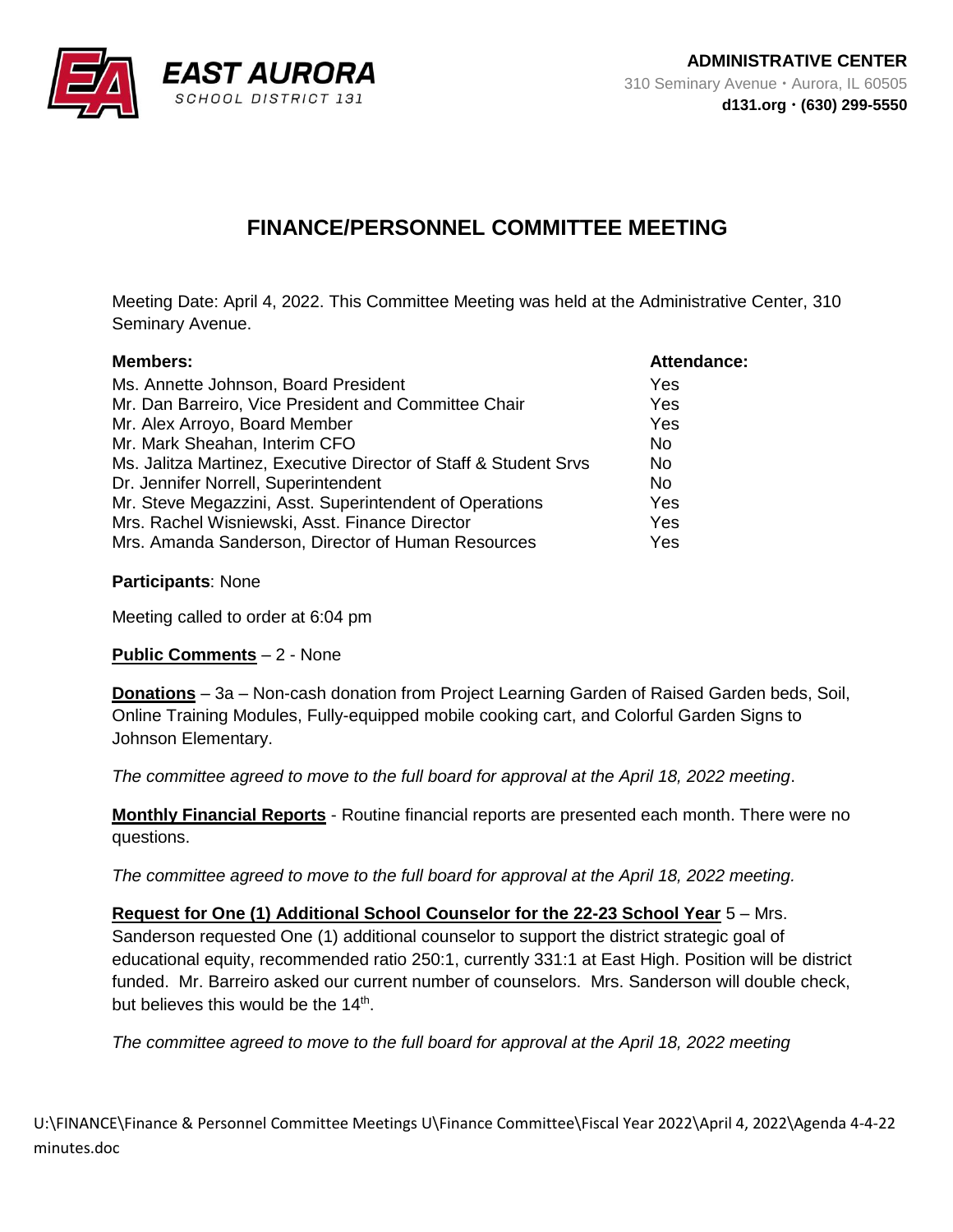**EAST AURORA**
SCHOOL DISTRICT 131

**ADMINISTRATIVE CENTER**
310 Seminary Avenue • Aurora, IL 60505
**d131.org • (630) 299-5550**

# FINANCE/PERSONNEL COMMITTEE MEETING

Meeting Date: April 4, 2022. This Committee Meeting was held at the Administrative Center, 310 Seminary Avenue.

| **Members:** | **Attendance:** |
| --- | --- |
| Ms. Annette Johnson, Board President | Yes |
| Mr. Dan Barreiro, Vice President and Committee Chair | Yes |
| Mr. Alex Arroyo, Board Member | Yes |
| Mr. Mark Sheahan, Interim CFO | No |
| Ms. Jalitza Martinez, Executive Director of Staff & Student Srvs | No |
| Dr. Jennifer Norrell, Superintendent | No |
| Mr. Steve Megazzini, Asst. Superintendent of Operations | Yes |
| Mrs. Rachel Wisniewski, Asst. Finance Director | Yes |
| Mrs. Amanda Sanderson, Director of Human Resources | Yes |

**Participants**: None

Meeting called to order at 6:04 pm

**Public Comments** – 2 - None

**Donations** – 3a – Non-cash donation from Project Learning Garden of Raised Garden beds, Soil, Online Training Modules, Fully-equipped mobile cooking cart, and Colorful Garden Signs to Johnson Elementary.

*The committee agreed to move to the full board for approval at the April 18, 2022 meeting*.

**Monthly Financial Reports** - Routine financial reports are presented each month. There were no questions.

*The committee agreed to move to the full board for approval at the April 18, 2022 meeting.*

**Request for One (1) Additional School Counselor for the 22-23 School Year** 5 – Mrs. Sanderson requested One (1) additional counselor to support the district strategic goal of educational equity, recommended ratio 250:1, currently 331:1 at East High. Position will be district funded. Mr. Barreiro asked our current number of counselors. Mrs. Sanderson will double check, but believes this would be the 14th.

*The committee agreed to move to the full board for approval at the April 18, 2022 meeting*

U:\FINANCE\Finance & Personnel Committee Meetings U\Finance Committee\Fiscal Year 2022\April 4, 2022\Agenda 4-4-22 minutes.doc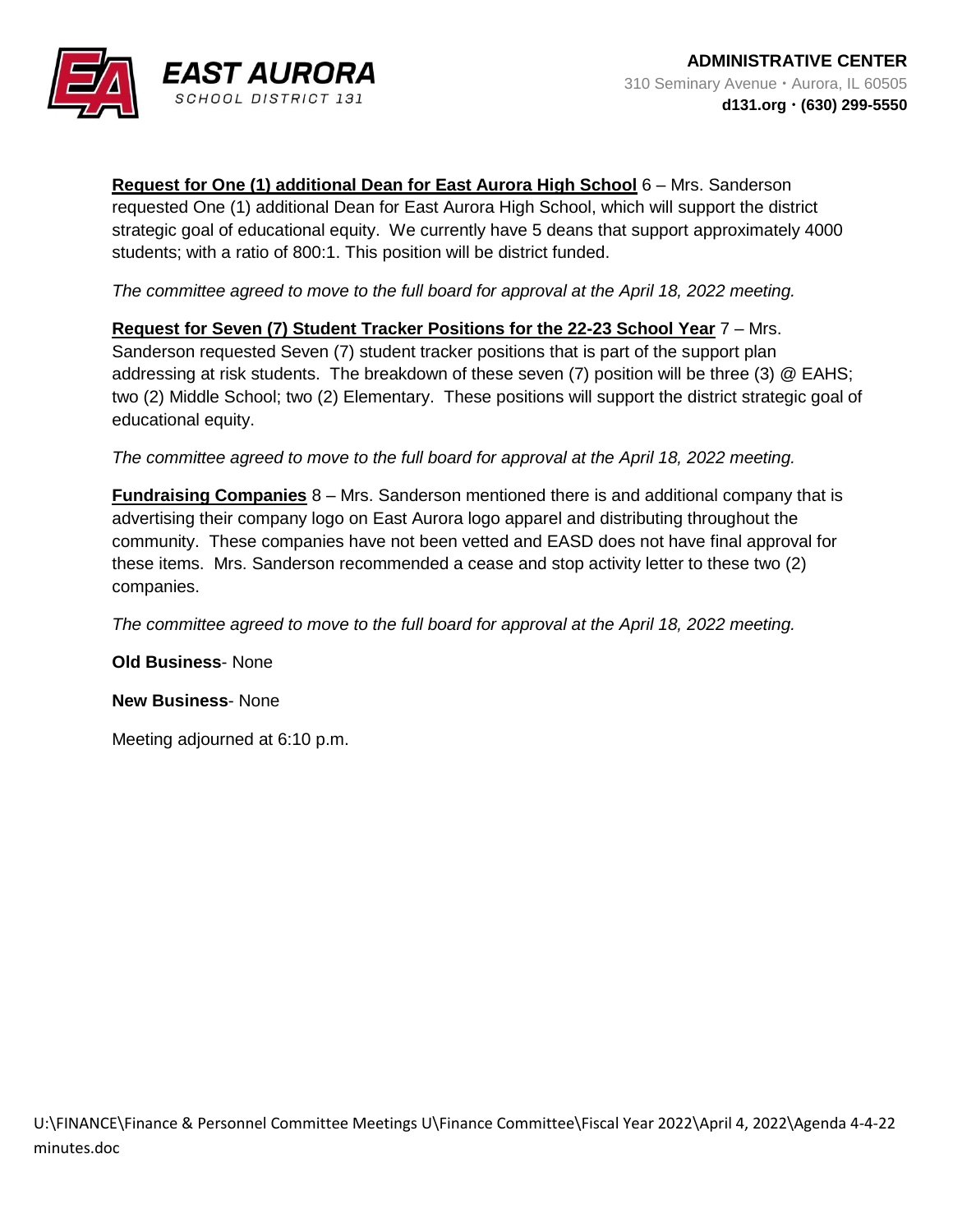**Request for One (1) additional Dean for East Aurora High School** 6 – Mrs. Sanderson requested One (1) additional Dean for East Aurora High School, which will support the district strategic goal of educational equity. We currently have 5 deans that support approximately 4000 students; with a ratio of 800:1. This position will be district funded.

*The committee agreed to move to the full board for approval at the April 18, 2022 meeting.*

**Request for Seven (7) Student Tracker Positions for the 22-23 School Year** 7 – Mrs. Sanderson requested Seven (7) student tracker positions that is part of the support plan addressing at risk students. The breakdown of these seven (7) position will be three (3) @ EAHS; two (2) Middle School; two (2) Elementary. These positions will support the district strategic goal of educational equity.

*The committee agreed to move to the full board for approval at the April 18, 2022 meeting.*

**Fundraising Companies** 8 – Mrs. Sanderson mentioned there is and additional company that is advertising their company logo on East Aurora logo apparel and distributing throughout the community. These companies have not been vetted and EASD does not have final approval for these items. Mrs. Sanderson recommended a cease and stop activity letter to these two (2) companies.

*The committee agreed to move to the full board for approval at the April 18, 2022 meeting.*

**Old Business**- None

**New Business**- None

Meeting adjourned at 6:10 p.m.